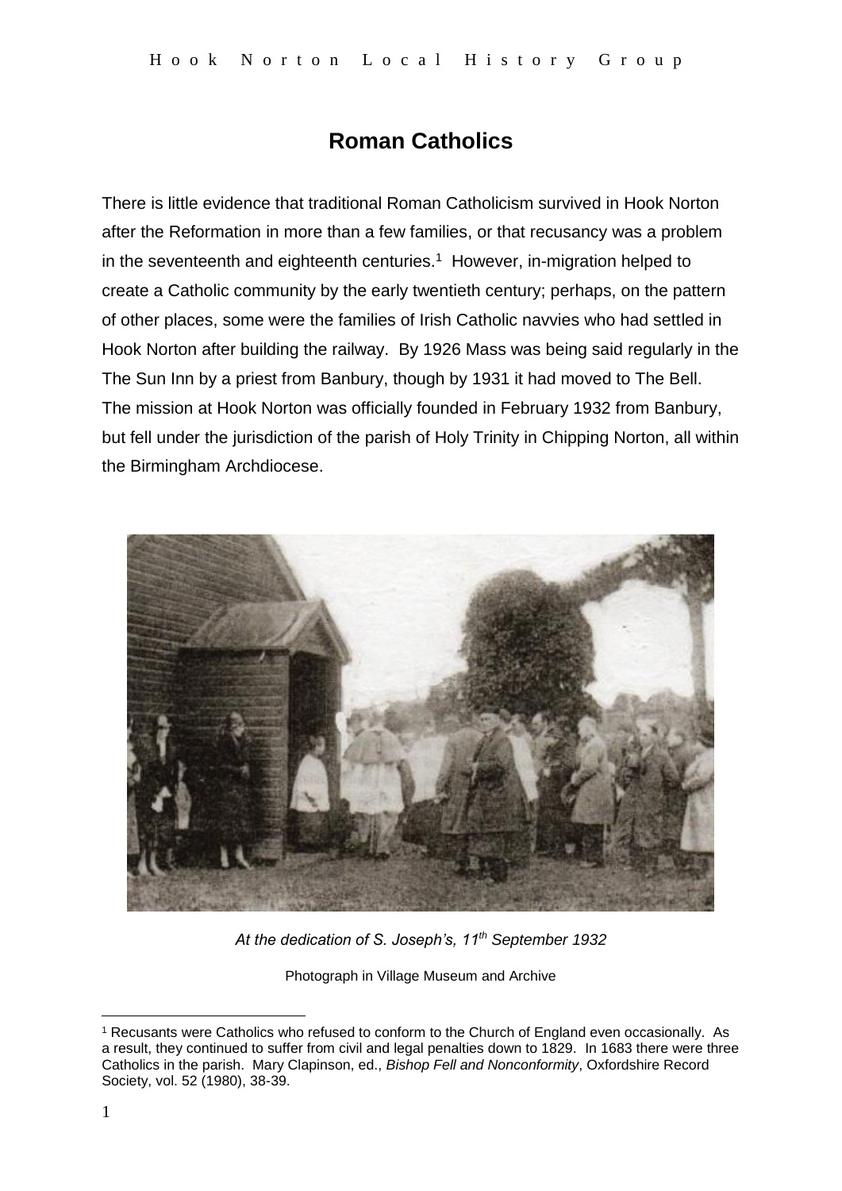# Roman Catholics

There is little evidence that traditional Roman Catholicism survived in Hook Norton after the Reformation in more than a few families, or that recusancy was a problem in the seventeenth and eighteenth centuries.[1] However, in-migration helped to create a Catholic community by the early twentieth century; perhaps, on the pattern of other places, some were the families of Irish Catholic navvies who had settled in Hook Norton after building the railway. By 1926 Mass was being said regularly in the The Sun Inn by a priest from Banbury, though by 1931 it had moved to The Bell. The mission at Hook Norton was officially founded in February 1932 from Banbury, but fell under the jurisdiction of the parish of Holy Trinity in Chipping Norton, all within the Birmingham Archdiocese.

*At the dedication of S. Joseph's, 11th September 1932*

Photograph in Village Museum and Archive

---

[1] Recusants were Catholics who refused to conform to the Church of England even occasionally. As a result, they continued to suffer from civil and legal penalties down to 1829. In 1683 there were three Catholics in the parish. Mary Clapinson, ed., *Bishop Fell and Nonconformity*, Oxfordshire Record Society, vol. 52 (1980), 38-39.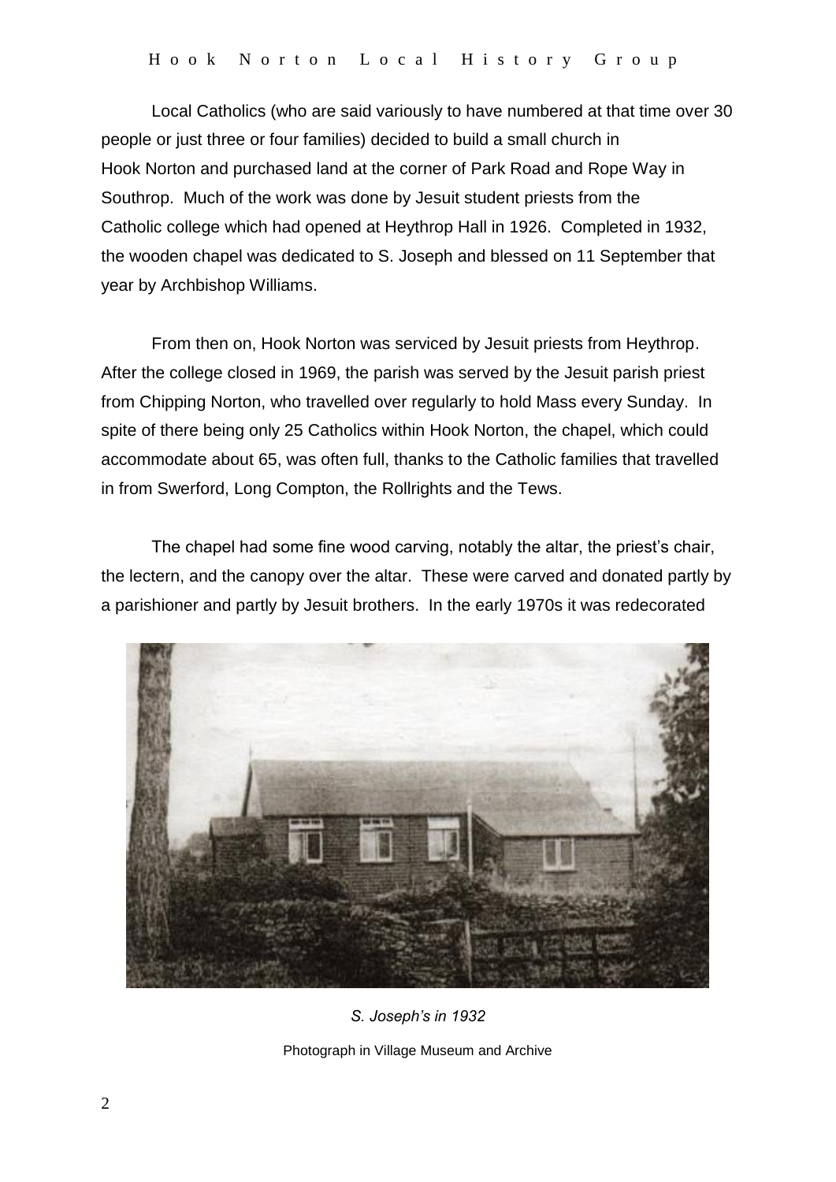Local Catholics (who are said variously to have numbered at that time over 30 people or just three or four families) decided to build a small church in Hook Norton and purchased land at the corner of Park Road and Rope Way in Southrop. Much of the work was done by Jesuit student priests from the Catholic college which had opened at Heythrop Hall in 1926. Completed in 1932, the wooden chapel was dedicated to S. Joseph and blessed on 11 September that year by Archbishop Williams.

From then on, Hook Norton was serviced by Jesuit priests from Heythrop. After the college closed in 1969, the parish was served by the Jesuit parish priest from Chipping Norton, who travelled over regularly to hold Mass every Sunday. In spite of there being only 25 Catholics within Hook Norton, the chapel, which could accommodate about 65, was often full, thanks to the Catholic families that travelled in from Swerford, Long Compton, the Rollrights and the Tews.

The chapel had some fine wood carving, notably the altar, the priest's chair, the lectern, and the canopy over the altar. These were carved and donated partly by a parishioner and partly by Jesuit brothers. In the early 1970s it was redecorated

*S. Joseph's in 1932*

Photograph in Village Museum and Archive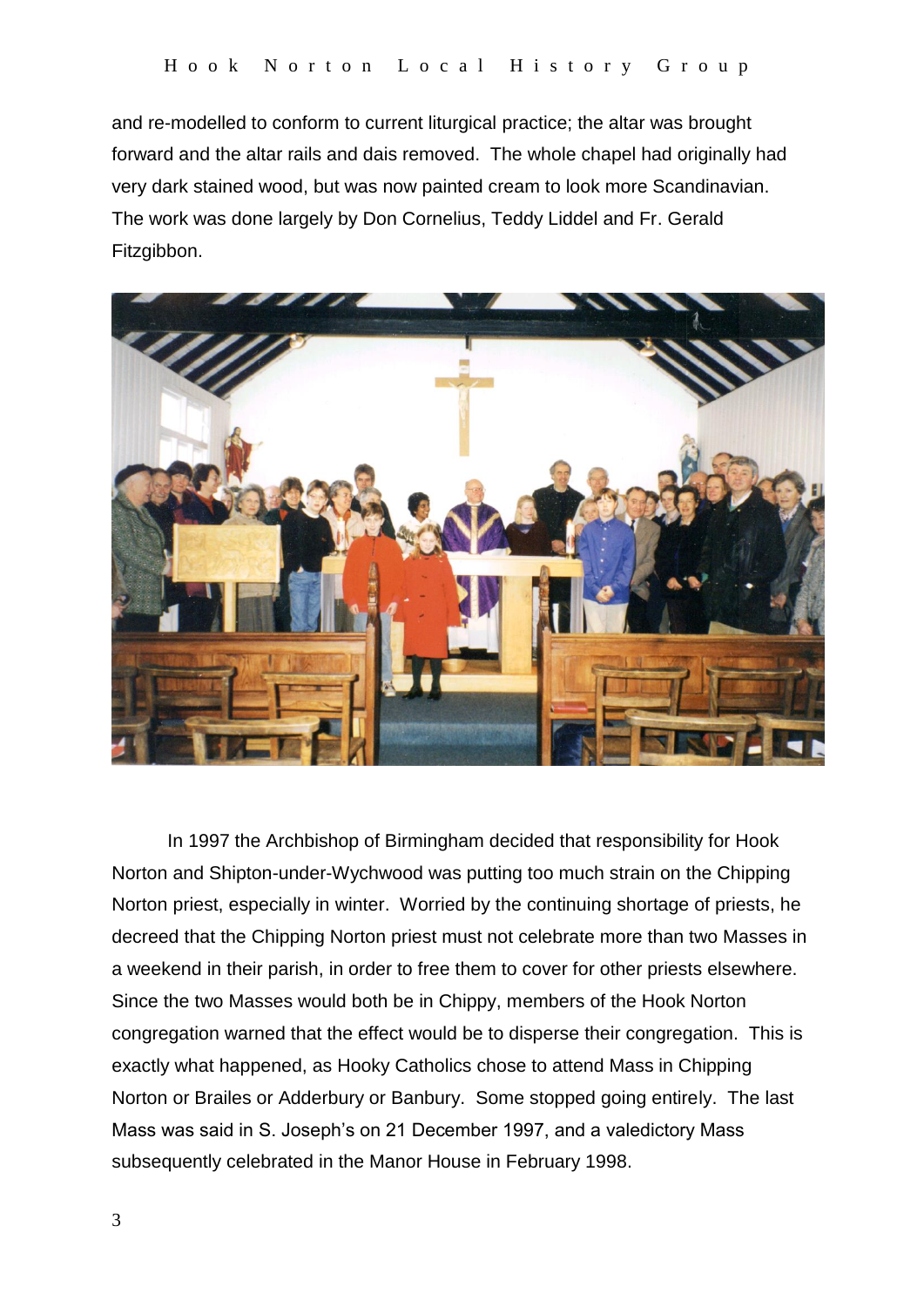and re-modelled to conform to current liturgical practice; the altar was brought forward and the altar rails and dais removed. The whole chapel had originally had very dark stained wood, but was now painted cream to look more Scandinavian. The work was done largely by Don Cornelius, Teddy Liddel and Fr. Gerald Fitzgibbon.

In 1997 the Archbishop of Birmingham decided that responsibility for Hook Norton and Shipton-under-Wychwood was putting too much strain on the Chipping Norton priest, especially in winter. Worried by the continuing shortage of priests, he decreed that the Chipping Norton priest must not celebrate more than two Masses in a weekend in their parish, in order to free them to cover for other priests elsewhere. Since the two Masses would both be in Chippy, members of the Hook Norton congregation warned that the effect would be to disperse their congregation. This is exactly what happened, as Hooky Catholics chose to attend Mass in Chipping Norton or Brailes or Adderbury or Banbury. Some stopped going entirely. The last Mass was said in S. Joseph's on 21 December 1997, and a valedictory Mass subsequently celebrated in the Manor House in February 1998.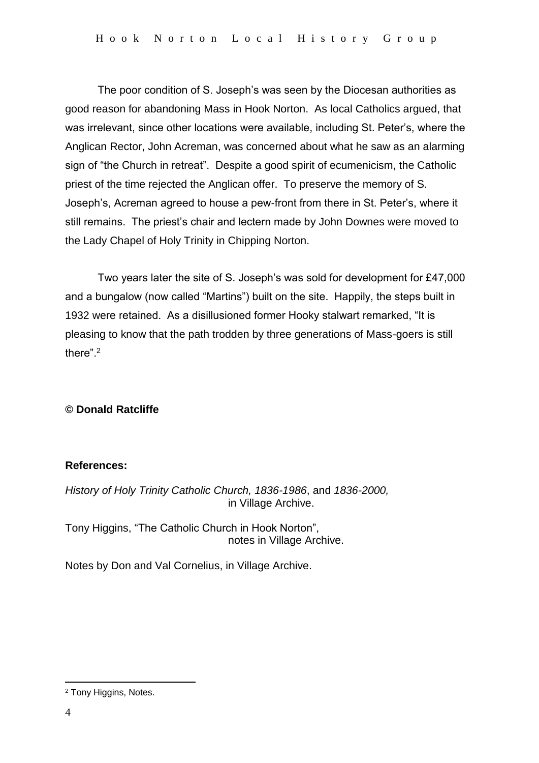The poor condition of S. Joseph's was seen by the Diocesan authorities as good reason for abandoning Mass in Hook Norton. As local Catholics argued, that was irrelevant, since other locations were available, including St. Peter's, where the Anglican Rector, John Acreman, was concerned about what he saw as an alarming sign of "the Church in retreat". Despite a good spirit of ecumenicism, the Catholic priest of the time rejected the Anglican offer. To preserve the memory of S. Joseph's, Acreman agreed to house a pew-front from there in St. Peter's, where it still remains. The priest's chair and lectern made by John Downes were moved to the Lady Chapel of Holy Trinity in Chipping Norton.

Two years later the site of S. Joseph's was sold for development for £47,000 and a bungalow (now called "Martins") built on the site. Happily, the steps built in 1932 were retained. As a disillusioned former Hooky stalwart remarked, "It is pleasing to know that the path trodden by three generations of Mass-goers is still there".[2]

**© Donald Ratcliffe**

**References:**

*History of Holy Trinity Catholic Church, 1836-1986*, and *1836-2000,* in Village Archive.

Tony Higgins, "The Catholic Church in Hook Norton", notes in Village Archive.

Notes by Don and Val Cornelius, in Village Archive.

[2] Tony Higgins, Notes.